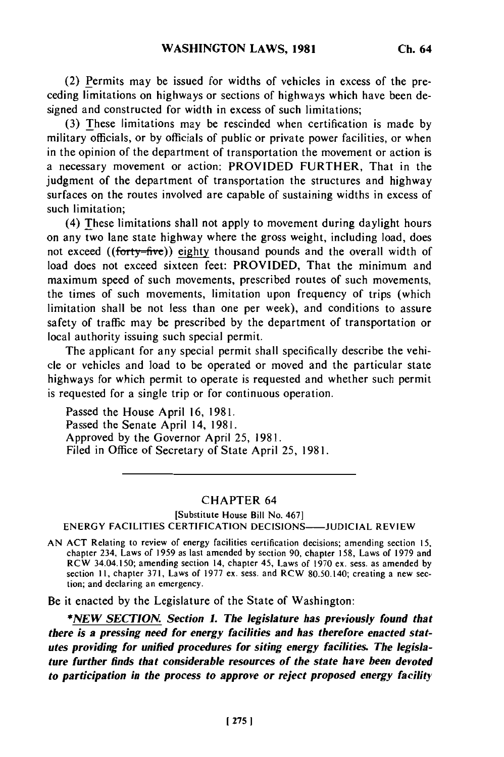(2) Permits may be issued for widths of vehicles in excess of the preceding limitations on highways or sections of highways which have been designed and constructed for width in excess of such limitations;

(3) These limitations may be rescinded when certification is made by military officials, or by officials of public or private power facilities, or when in the opinion of the department of transportation the movement or action is a necessary movement or action: PROVIDED FURTHER, That in the judgment of the department of transportation the structures and highway surfaces on the routes involved are capable of sustaining widths in excess of such limitation;

(4) These limitations shall not apply to movement during daylight hours on any two lane state highway where the gross weight, including load, does not exceed ((~~forty-five~~)) eighty thousand pounds and the overall width of load does not exceed sixteen feet: PROVIDED, That the minimum and maximum speed of such movements, prescribed routes of such movements, the times of such movements, limitation upon frequency of trips (which limitation shall be not less than one per week), and conditions to assure safety of traffic may be prescribed by the department of transportation or local authority issuing such special permit.

The applicant for any special permit shall specifically describe the vehicle or vehicles and load to be operated or moved and the particular state highways for which permit to operate is requested and whether such permit is requested for a single trip or for continuous operation.

Passed the House April 16, 1981.
Passed the Senate April 14, 1981.
Approved by the Governor April 25, 1981.
Filed in Office of Secretary of State April 25, 1981.

---

## CHAPTER 64

[Substitute House Bill No. 467]

ENERGY FACILITIES CERTIFICATION DECISIONS——JUDICIAL REVIEW

AN ACT Relating to review of energy facilities certification decisions; amending section 15, chapter 234, Laws of 1959 as last amended by section 90, chapter 158, Laws of 1979 and RCW 34.04.150; amending section 14, chapter 45, Laws of 1970 ex. sess. as amended by section 11, chapter 371, Laws of 1977 ex. sess. and RCW 80.50.140; creating a new section; and declaring an emergency.

Be it enacted by the Legislature of the State of Washington:

*\*NEW SECTION. Section 1. The legislature has previously found that there is a pressing need for energy facilities and has therefore enacted statutes providing for unified procedures for siting energy facilities. The legislature further finds that considerable resources of the state have been devoted to participation in the process to approve or reject proposed energy facility*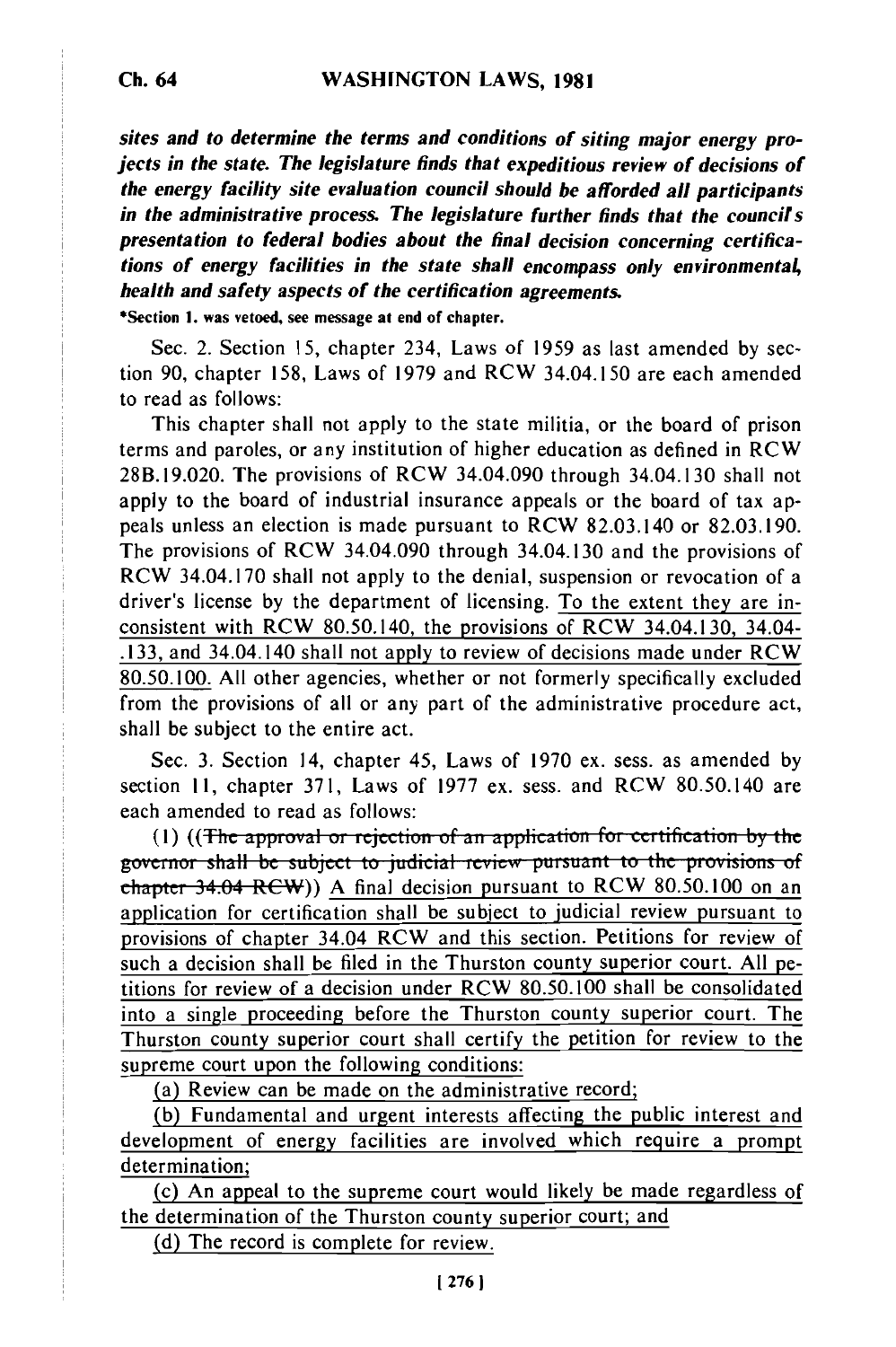***sites and to determine the terms and conditions of siting major energy projects in the state. The legislature finds that expeditious review of decisions of the energy facility site evaluation council should be afforded all participants in the administrative process. The legislature further finds that the council's presentation to federal bodies about the final decision concerning certifications of energy facilities in the state shall encompass only environmental, health and safety aspects of the certification agreements.***

*Section 1. was vetoed, see message at end of chapter.

Sec. 2. Section 15, chapter 234, Laws of 1959 as last amended by section 90, chapter 158, Laws of 1979 and RCW 34.04.150 are each amended to read as follows:

This chapter shall not apply to the state militia, or the board of prison terms and paroles, or any institution of higher education as defined in RCW 28B.19.020. The provisions of RCW 34.04.090 through 34.04.130 shall not apply to the board of industrial insurance appeals or the board of tax appeals unless an election is made pursuant to RCW 82.03.140 or 82.03.190. The provisions of RCW 34.04.090 through 34.04.130 and the provisions of RCW 34.04.170 shall not apply to the denial, suspension or revocation of a driver's license by the department of licensing. <u>To the extent they are inconsistent with RCW 80.50.140, the provisions of RCW 34.04.130, 34.04-.133, and 34.04.140 shall not apply to review of decisions made under RCW 80.50.100.</u> All other agencies, whether or not formerly specifically excluded from the provisions of all or any part of the administrative procedure act, shall be subject to the entire act.

Sec. 3. Section 14, chapter 45, Laws of 1970 ex. sess. as amended by section 11, chapter 371, Laws of 1977 ex. sess. and RCW 80.50.140 are each amended to read as follows:

(1) ((~~The approval or rejection of an application for certification by the governor shall be subject to judicial review pursuant to the provisions of chapter 34.04 RCW~~)) <u>A final decision pursuant to RCW 80.50.100 on an application for certification shall be subject to judicial review pursuant to provisions of chapter 34.04 RCW and this section. Petitions for review of such a decision shall be filed in the Thurston county superior court. All petitions for review of a decision under RCW 80.50.100 shall be consolidated into a single proceeding before the Thurston county superior court. The Thurston county superior court shall certify the petition for review to the supreme court upon the following conditions:</u>

<u>(a) Review can be made on the administrative record;</u>

<u>(b) Fundamental and urgent interests affecting the public interest and development of energy facilities are involved which require a prompt determination;</u>

<u>(c) An appeal to the supreme court would likely be made regardless of the determination of the Thurston county superior court; and</u>

<u>(d) The record is complete for review.</u>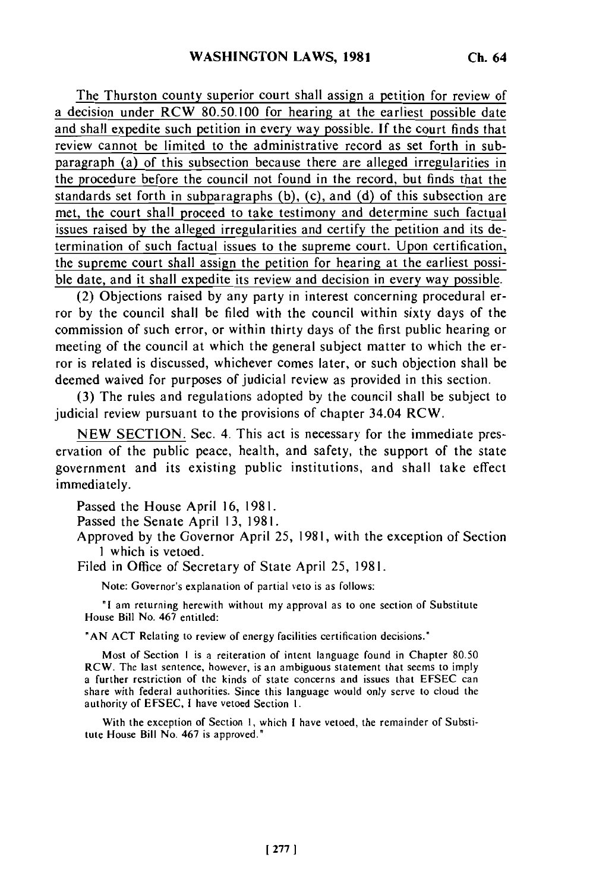The Thurston county superior court shall assign a petition for review of a decision under RCW 80.50.100 for hearing at the earliest possible date and shall expedite such petition in every way possible. If the court finds that review cannot be limited to the administrative record as set forth in subparagraph (a) of this subsection because there are alleged irregularities in the procedure before the council not found in the record, but finds that the standards set forth in subparagraphs (b), (c), and (d) of this subsection are met, the court shall proceed to take testimony and determine such factual issues raised by the alleged irregularities and certify the petition and its determination of such factual issues to the supreme court. Upon certification, the supreme court shall assign the petition for hearing at the earliest possible date, and it shall expedite its review and decision in every way possible.

(2) Objections raised by any party in interest concerning procedural error by the council shall be filed with the council within sixty days of the commission of such error, or within thirty days of the first public hearing or meeting of the council at which the general subject matter to which the error is related is discussed, whichever comes later, or such objection shall be deemed waived for purposes of judicial review as provided in this section.

(3) The rules and regulations adopted by the council shall be subject to judicial review pursuant to the provisions of chapter 34.04 RCW.

NEW SECTION. Sec. 4. This act is necessary for the immediate preservation of the public peace, health, and safety, the support of the state government and its existing public institutions, and shall take effect immediately.

Passed the House April 16, 1981.

Passed the Senate April 13, 1981.

Approved by the Governor April 25, 1981, with the exception of Section 1 which is vetoed.

Filed in Office of Secretary of State April 25, 1981.

Note: Governor's explanation of partial veto is as follows:

"I am returning herewith without my approval as to one section of Substitute House Bill No. 467 entitled:

"AN ACT Relating to review of energy facilities certification decisions."

Most of Section 1 is a reiteration of intent language found in Chapter 80.50 RCW. The last sentence, however, is an ambiguous statement that seems to imply a further restriction of the kinds of state concerns and issues that EFSEC can share with federal authorities. Since this language would only serve to cloud the authority of EFSEC, I have vetoed Section 1.

With the exception of Section 1, which I have vetoed, the remainder of Substitute House Bill No. 467 is approved."